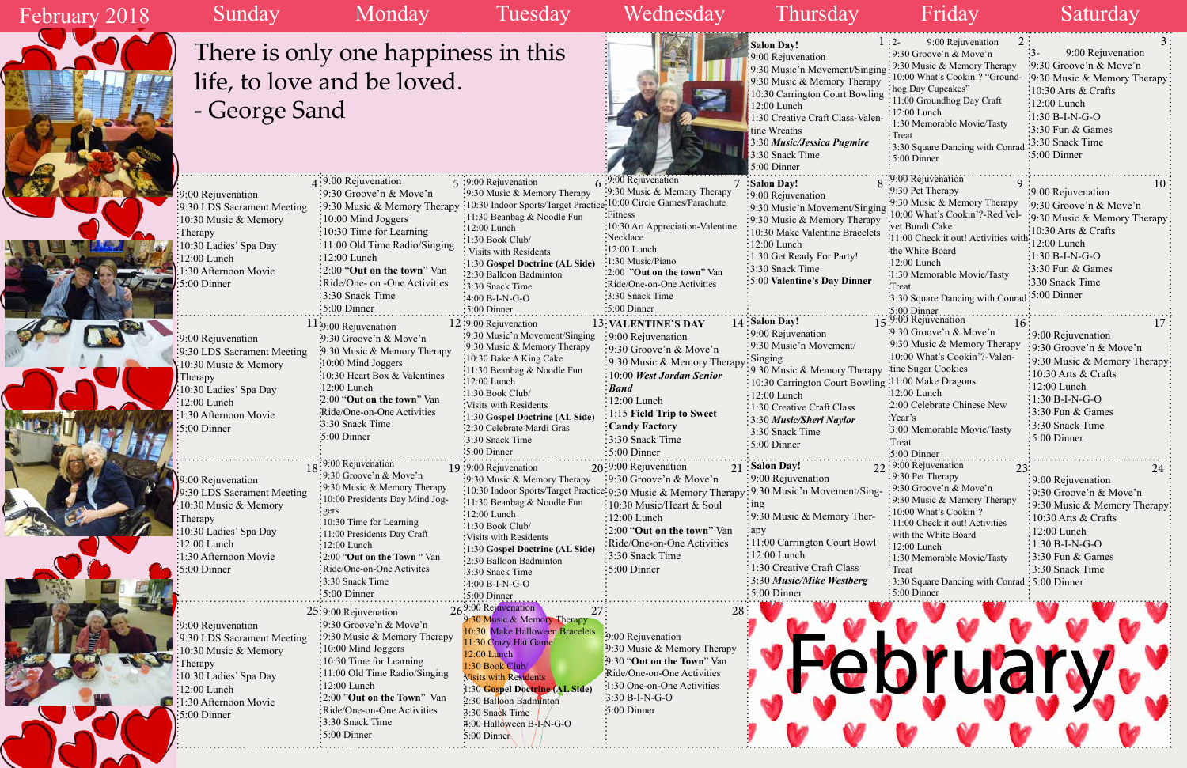# February 2018

There is only one happiness in this life, to love and be loved.
- George Sand

| Sunday | Monday | Tuesday | Wednesday | Thursday | Friday | Saturday |
|---|---|---|---|---|---|---|
| | | | | **1** Salon Day! 9:00 Rejuvenation 9:30 Music'n Movement/Singing 9:30 Music & Memory Therapy 10:30 Carrington Court Bowling 12:00 Lunch 1:30 Creative Craft Class-Valentine Wreaths 3:30 ***Music/Jessica Pugmire*** 3:30 Snack Time 5:00 Dinner | **2** 9:00 Rejuvenation 9:30 Groove'n & Move'n 9:30 Music & Memory Therapy 10:00 What's Cookin'? "Groundhog Day Cupcakes" 11:00 Groundhog Day Craft 12:00 Lunch 1:30 Memorable Movie/Tasty Treat 3:30 Square Dancing with Conrad 5:00 Dinner | **3** 9:00 Rejuvenation 9:30 Groove'n & Move'n 9:30 Music & Memory Therapy 10:30 Arts & Crafts 12:00 Lunch 1:30 B-I-N-G-O 3:30 Fun & Games 3:30 Snack Time 5:00 Dinner |
| **4** 9:00 Rejuvenation 9:30 LDS Sacrament Meeting 10:30 Music & Memory Therapy 10:30 Ladies' Spa Day 12:00 Lunch 1:30 Afternoon Movie 5:00 Dinner | **5** 9:00 Rejuvenation 9:30 Groove'n & Move'n 9:30 Music & Memory Therapy 10:00 Mind Joggers 10:30 Time for Learning 11:00 Old Time Radio/Singing 12:00 Lunch 2:00 "**Out on the town**" Van Ride/One- on -One Activities 3:30 Snack Time 5:00 Dinner | **6** 9:00 Rejuvenation 9:30 Music & Memory Therapy 10:30 Indoor Sports/Target Practice 11:30 Beanbag & Noodle Fun 12:00 Lunch 1:30 Book Club/ Visits with Residents 1:30 **Gospel Doctrine (AL Side)** 2:30 Balloon Badminton 3:30 Snack Time 4:00 B-I-N-G-O 5:00 Dinner | **7** 9:00 Rejuvenation 9:30 Music & Memory Therapy 10:00 Circle Games/Parachute Fitness 10:30 Art Appreciation-Valentine Necklace 12:00 Lunch 1:30 Music/Piano 2:00 "**Out on the town**" Van Ride/One-on-One Activities 3:30 Snack Time 5:00 Dinner | **8** Salon Day! 9:00 Rejuvenation 9:30 Music'n Movement/Singing 9:30 Music & Memory Therapy 10:30 Make Valentine Bracelets 12:00 Lunch 1:30 Get Ready For Party! 3:30 Snack Time 5:00 **Valentine's Day Dinner** | **9** 9:00 Rejuvenation 9:30 Pet Therapy 9:30 Music & Memory Therapy 10:00 What's Cookin'?-Red Velvet Bundt Cake 11:00 Check it out! Activities with the White Board 12:00 Lunch 1:30 Memorable Movie/Tasty Treat 3:30 Square Dancing with Conrad 5:00 Dinner | **10** 9:00 Rejuvenation 9:30 Groove'n & Move'n 9:30 Music & Memory Therapy 10:30 Arts & Crafts 12:00 Lunch 1:30 B-I-N-G-O 3:30 Fun & Games 330 Snack Time 5:00 Dinner |
| **11** 9:00 Rejuvenation 9:30 LDS Sacrament Meeting 10:30 Music & Memory Therapy 10:30 Ladies' Spa Day 12:00 Lunch 1:30 Afternoon Movie 5:00 Dinner | **12** 9:00 Rejuvenation 9:30 Groove'n & Move'n 9:30 Music & Memory Therapy 10:00 Mind Joggers 10:30 Heart Box & Valentines 12:00 Lunch 2:00 "**Out on the town**" Van Ride/One-on-One Activities 3:30 Snack Time 5:00 Dinner | **13** 9:00 Rejuvenation 9:30 Music'n Movement/Singing 9:30 Music & Memory Therapy 10:30 Bake A King Cake 11:30 Beanbag & Noodle Fun 12:00 Lunch 1:30 Book Club/ Visits with Residents 1:30 **Gospel Doctrine (AL Side)** 2:30 Celebrate Mardi Gras 3:30 Snack Time 5:00 Dinner | **14** **VALENTINE'S DAY** 9:00 Rejuvenation 9:30 Groove'n & Move'n 9:30 Music & Memory Therapy 10:00 ***West Jordan Senior Band*** 12:00 Lunch 1:15 **Field Trip to Sweet Candy Factory** 3:30 Snack Time 5:00 Dinner | **15** Salon Day! 9:00 Rejuvenation 9:30 Music'n Movement/ Singing 9:30 Music & Memory Therapy 10:30 Carrington Court Bowling 12:00 Lunch 1:30 Creative Craft Class 3:30 ***Music/Sheri Naylor*** 3:30 Snack Time 5:00 Dinner | **16** 9:00 Rejuvenation 9:30 Groove'n & Move'n 9:30 Music & Memory Therapy 10:00 What's Cookin'?-Valentine Sugar Cookies 11:00 Make Dragons 12:00 Lunch 2:00 Celebrate Chinese New Year's 3:00 Memorable Movie/Tasty Treat 5:00 Dinner | **17** 9:00 Rejuvenation 9:30 Groove'n & Move'n 9:30 Music & Memory Therapy 10:30 Arts & Crafts 12:00 Lunch 1:30 B-I-N-G-O 3:30 Fun & Games 3:30 Snack Time 5:00 Dinner |
| **18** 9:00 Rejuvenation 9:30 LDS Sacrament Meeting 10:30 Music & Memory Therapy 10:30 Ladies' Spa Day 12:00 Lunch 1:30 Afternoon Movie 5:00 Dinner | **19** 9:00 Rejuvenation 9:30 Groove'n & Move'n 9:30 Music & Memory Therapy 10:00 Presidents Day Mind Joggers 10:30 Time for Learning 11:00 Presidents Day Craft 12:00 Lunch 2:00 "**Out on the Town**" Van Ride/One-on-One Activities 3:30 Snack Time 5:00 Dinner | **20** 9:00 Rejuvenation 9:30 Music & Memory Therapy 10:30 Indoor Sports/Target Practice 11:30 Beanbag & Noodle Fun 12:00 Lunch 1:30 Book Club/ Visits with Residents 1:30 **Gospel Doctrine (AL Side)** 2:30 Balloon Badminton 3:30 Snack Time 4:00 B-I-N-G-O 5:00 Dinner | **21** 9:00 Rejuvenation 9:30 Groove'n & Move'n 9:30 Music & Memory Therapy 10:30 Music/Heart & Soul 12:00 Lunch 2:00 "**Out on the town**" Van Ride/One-on-One Activities 3:30 Snack Time 5:00 Dinner | **22** Salon Day! 9:00 Rejuvenation 9:30 Music'n Movement/Singing 9:30 Music & Memory Therapy 11:00 Carrington Court Bowl 12:00 Lunch 1:30 Creative Craft Class 3:30 ***Music/Mike Westberg*** 5:00 Dinner | **23** 9:00 Rejuvenation 9:30 Pet Therapy 9:30 Groove'n & Move'n 9:30 Music & Memory Therapy 10:00 What's Cookin'? 11:00 Check it out! Activities with the White Board 12:00 Lunch 1:30 Memorable Movie/Tasty Treat 3:30 Square Dancing with Conrad 5:00 Dinner | **24** 9:00 Rejuvenation 9:30 Groove'n & Move'n 9:30 Music & Memory Therapy 10:30 Arts & Crafts 12:00 Lunch 1:30 B-I-N-G-O 3:30 Fun & Games 3:30 Snack Time 5:00 Dinner |
| **25** 9:00 Rejuvenation 9:30 LDS Sacrament Meeting 10:30 Music & Memory Therapy 10:30 Ladies' Spa Day 12:00 Lunch 1:30 Afternoon Movie 5:00 Dinner | **26** 9:00 Rejuvenation 9:30 Groove'n & Move'n 9:30 Music & Memory Therapy 10:00 Mind Joggers 10:30 Time for Learning 11:00 Old Time Radio/Singing 12:00 Lunch 2:00 "**Out on the Town**" Van Ride/One-on-One Activities 3:30 Snack Time 5:00 Dinner | **27** 9:00 Rejuvenation 9:30 Music & Memory Therapy 10:30 Make Halloween Bracelets 11:30 Crazy Hat Game 12:00 Lunch 1:30 Book Club/ Visits with Residents 1:30 **Gospel Doctrine (AL Side)** 2:30 Balloon Badminton 3:30 Snack Time 4:00 Halloween B-I-N-G-O 5:00 Dinner | **28** 9:00 Rejuvenation 9:30 Music & Memory Therapy 9:30 "**Out on the Town**" Van Ride/One-on-One Activities 1:30 One-on-One Activities 3:30 B-I-N-G-O 5:00 Dinner | | | |

February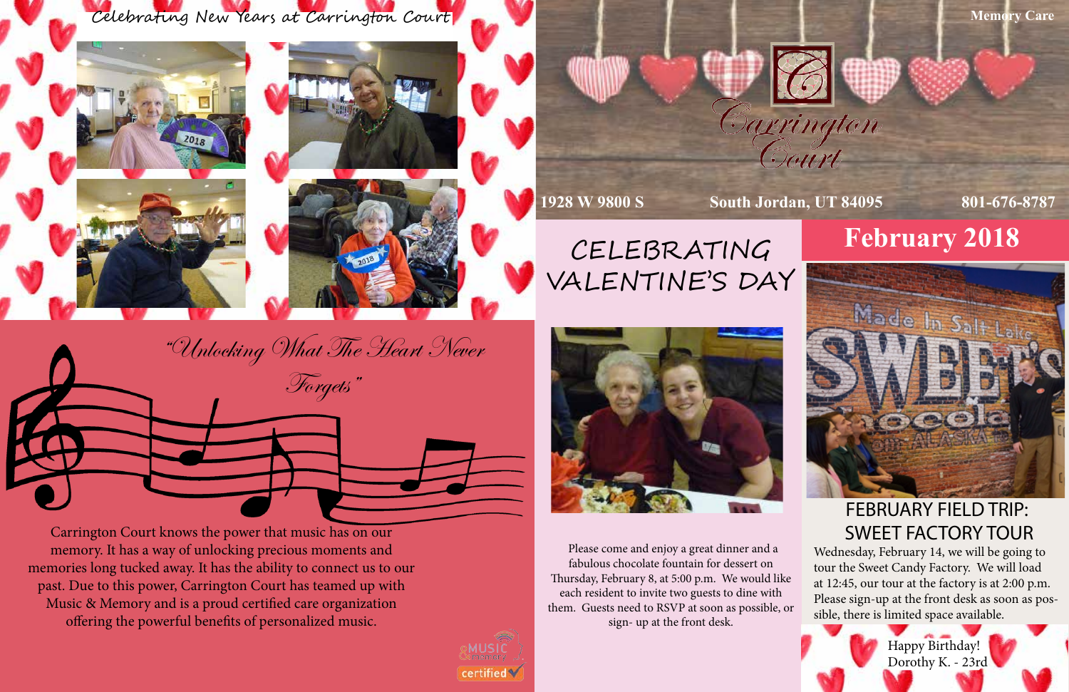Celebrating New Years at Carrington Court

*"Unlocking What The Heart Never Forgets"*

Carrington Court knows the power that music has on our memory. It has a way of unlocking precious moments and memories long tucked away. It has the ability to connect us to our past. Due to this power, Carrington Court has teamed up with Music & Memory and is a proud certified care organization offering the powerful benefits of personalized music.

Music & Memory certified

Memory Care

Carrington Court

1928 W 9800 S South Jordan, UT 84095 801-676-8787

# February 2018

## CELEBRATING VALENTINE'S DAY

Please come and enjoy a great dinner and a fabulous chocolate fountain for dessert on Thursday, February 8, at 5:00 p.m. We would like each resident to invite two guests to dine with them. Guests need to RSVP at soon as possible, or sign- up at the front desk.

## FEBRUARY FIELD TRIP: SWEET FACTORY TOUR

Wednesday, February 14, we will be going to tour the Sweet Candy Factory. We will load at 12:45, our tour at the factory is at 2:00 p.m. Please sign-up at the front desk as soon as possible, there is limited space available.

Happy Birthday!
Dorothy K. - 23rd